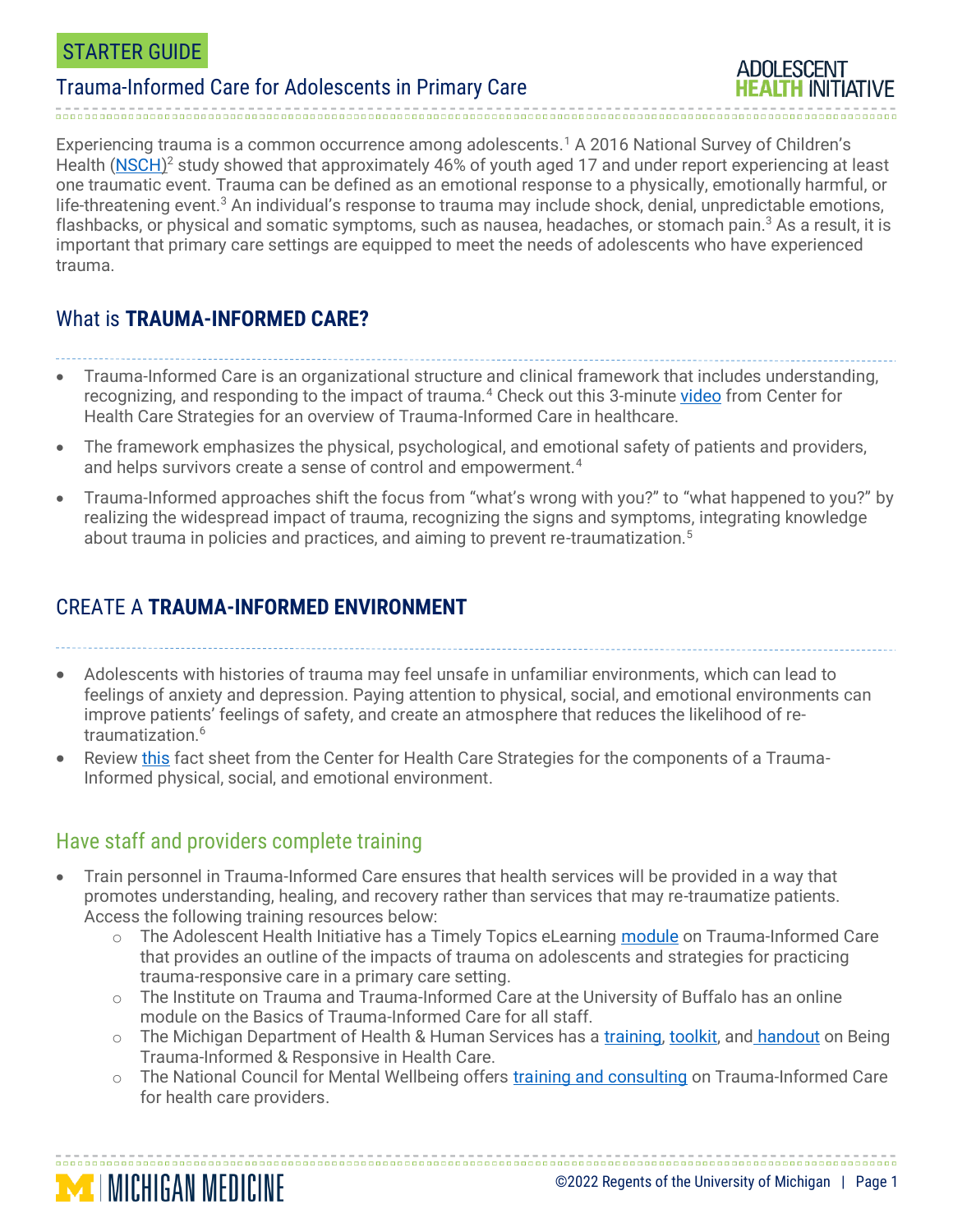STARTER GUIDE

# Trauma-Informed Care for Adolescents in Primary Care

Experiencing trauma is a common occurrence among adolescents.[1] A 2016 National Survey of Children's Health (NSCH)[2] study showed that approximately 46% of youth aged 17 and under report experiencing at least one traumatic event. Trauma can be defined as an emotional response to a physically, emotionally harmful, or life-threatening event.[3] An individual's response to trauma may include shock, denial, unpredictable emotions, flashbacks, or physical and somatic symptoms, such as nausea, headaches, or stomach pain.[3] As a result, it is important that primary care settings are equipped to meet the needs of adolescents who have experienced trauma.

## What is **TRAUMA-INFORMED CARE?**

- Trauma-Informed Care is an organizational structure and clinical framework that includes understanding, recognizing, and responding to the impact of trauma.[4] Check out this 3-minute video from Center for Health Care Strategies for an overview of Trauma-Informed Care in healthcare.
- The framework emphasizes the physical, psychological, and emotional safety of patients and providers, and helps survivors create a sense of control and empowerment.[4]
- Trauma-Informed approaches shift the focus from "what's wrong with you?" to "what happened to you?" by realizing the widespread impact of trauma, recognizing the signs and symptoms, integrating knowledge about trauma in policies and practices, and aiming to prevent re-traumatization.[5]

## CREATE A **TRAUMA-INFORMED ENVIRONMENT**

- Adolescents with histories of trauma may feel unsafe in unfamiliar environments, which can lead to feelings of anxiety and depression. Paying attention to physical, social, and emotional environments can improve patients' feelings of safety, and create an atmosphere that reduces the likelihood of re-traumatization.[6]
- Review this fact sheet from the Center for Health Care Strategies for the components of a Trauma-Informed physical, social, and emotional environment.

### Have staff and providers complete training

- Train personnel in Trauma-Informed Care ensures that health services will be provided in a way that promotes understanding, healing, and recovery rather than services that may re-traumatize patients. Access the following training resources below:
  - The Adolescent Health Initiative has a Timely Topics eLearning module on Trauma-Informed Care that provides an outline of the impacts of trauma on adolescents and strategies for practicing trauma-responsive care in a primary care setting.
  - The Institute on Trauma and Trauma-Informed Care at the University of Buffalo has an online module on the Basics of Trauma-Informed Care for all staff.
  - The Michigan Department of Health & Human Services has a training, toolkit, and handout on Being Trauma-Informed & Responsive in Health Care.
  - The National Council for Mental Wellbeing offers training and consulting on Trauma-Informed Care for health care providers.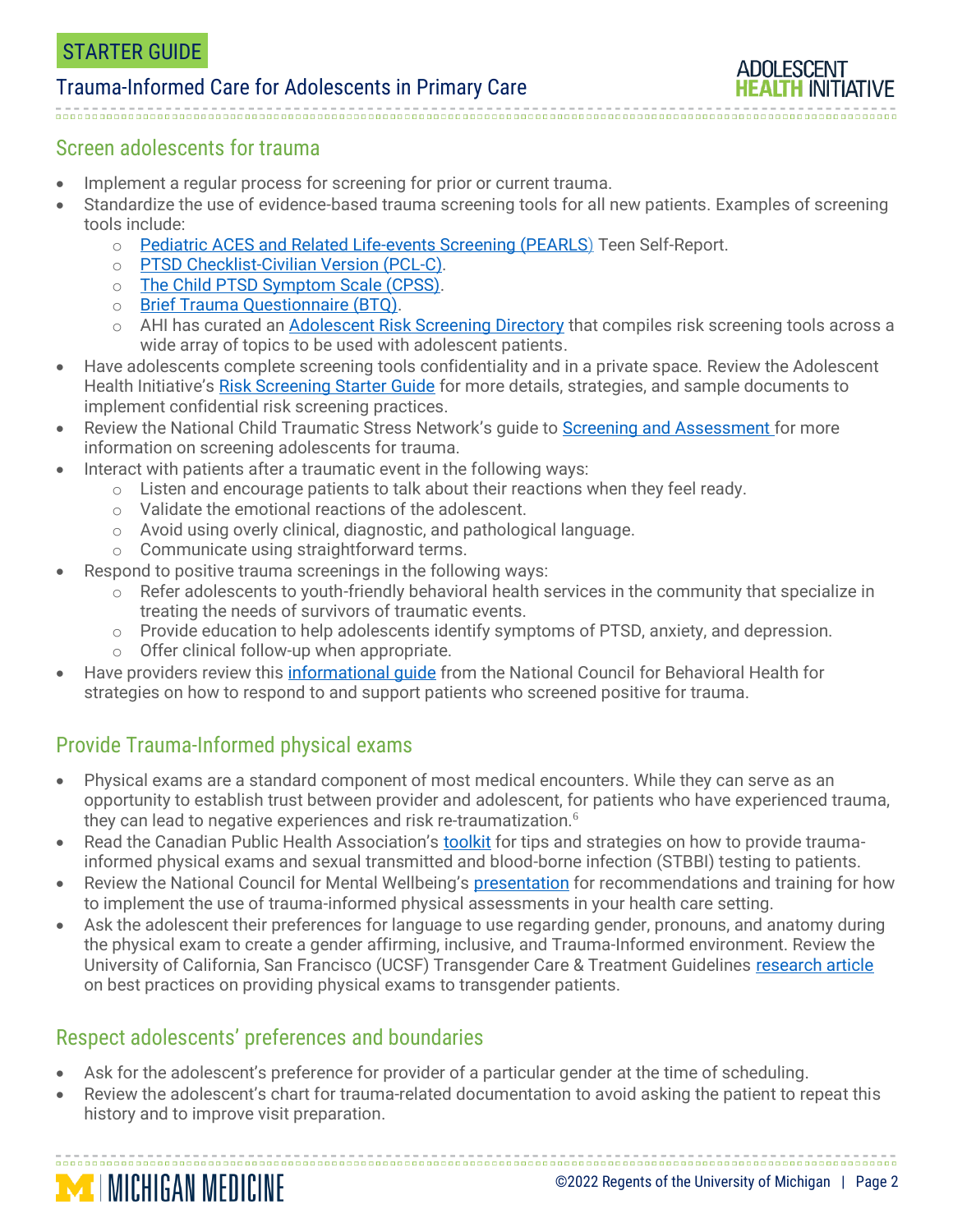## Screen adolescents for trauma

- Implement a regular process for screening for prior or current trauma.
- Standardize the use of evidence-based trauma screening tools for all new patients. Examples of screening tools include:
  - Pediatric ACES and Related Life-events Screening (PEARLS) Teen Self-Report.
  - PTSD Checklist-Civilian Version (PCL-C).
  - The Child PTSD Symptom Scale (CPSS).
  - Brief Trauma Questionnaire (BTQ).
  - AHI has curated an Adolescent Risk Screening Directory that compiles risk screening tools across a wide array of topics to be used with adolescent patients.
- Have adolescents complete screening tools confidentiality and in a private space. Review the Adolescent Health Initiative's Risk Screening Starter Guide for more details, strategies, and sample documents to implement confidential risk screening practices.
- Review the National Child Traumatic Stress Network's guide to Screening and Assessment for more information on screening adolescents for trauma.
- Interact with patients after a traumatic event in the following ways:
  - Listen and encourage patients to talk about their reactions when they feel ready.
  - Validate the emotional reactions of the adolescent.
  - Avoid using overly clinical, diagnostic, and pathological language.
  - Communicate using straightforward terms.
- Respond to positive trauma screenings in the following ways:
  - Refer adolescents to youth-friendly behavioral health services in the community that specialize in treating the needs of survivors of traumatic events.
  - Provide education to help adolescents identify symptoms of PTSD, anxiety, and depression.
  - Offer clinical follow-up when appropriate.
- Have providers review this informational guide from the National Council for Behavioral Health for strategies on how to respond to and support patients who screened positive for trauma.

## Provide Trauma-Informed physical exams

- Physical exams are a standard component of most medical encounters. While they can serve as an opportunity to establish trust between provider and adolescent, for patients who have experienced trauma, they can lead to negative experiences and risk re-traumatization.[6]
- Read the Canadian Public Health Association's toolkit for tips and strategies on how to provide trauma-informed physical exams and sexual transmitted and blood-borne infection (STBBI) testing to patients.
- Review the National Council for Mental Wellbeing's presentation for recommendations and training for how to implement the use of trauma-informed physical assessments in your health care setting.
- Ask the adolescent their preferences for language to use regarding gender, pronouns, and anatomy during the physical exam to create a gender affirming, inclusive, and Trauma-Informed environment. Review the University of California, San Francisco (UCSF) Transgender Care & Treatment Guidelines research article on best practices on providing physical exams to transgender patients.

## Respect adolescents' preferences and boundaries

- Ask for the adolescent's preference for provider of a particular gender at the time of scheduling.
- Review the adolescent's chart for trauma-related documentation to avoid asking the patient to repeat this history and to improve visit preparation.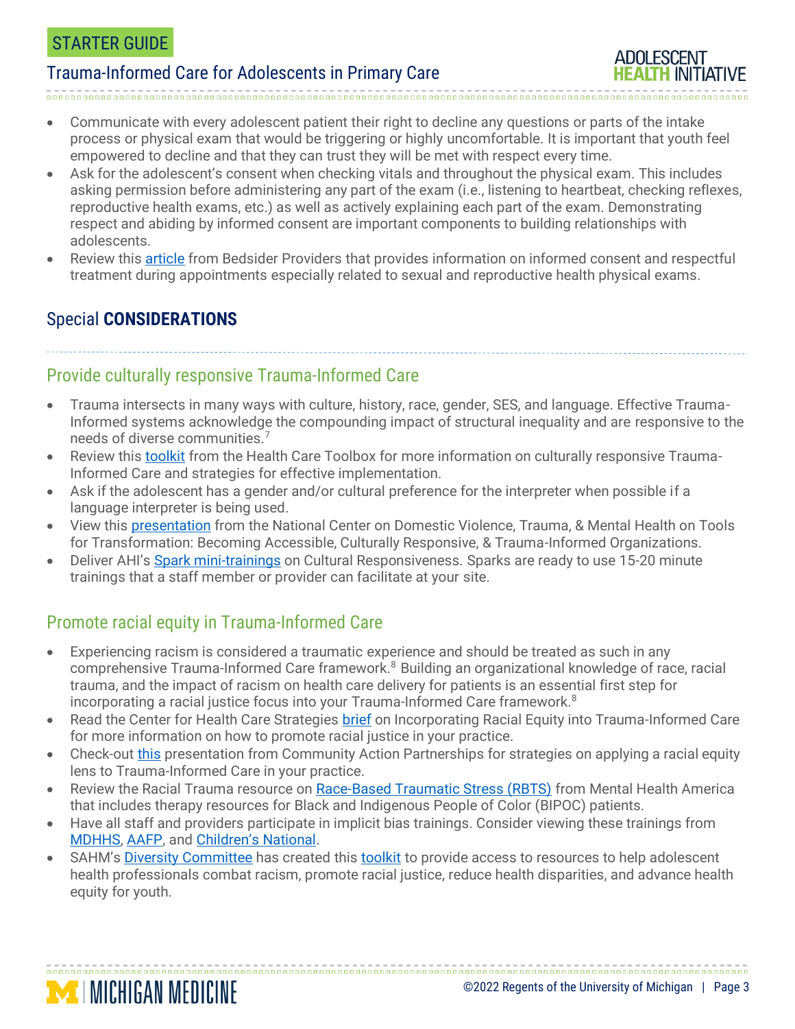- Communicate with every adolescent patient their right to decline any questions or parts of the intake process or physical exam that would be triggering or highly uncomfortable. It is important that youth feel empowered to decline and that they can trust they will be met with respect every time.
- Ask for the adolescent's consent when checking vitals and throughout the physical exam. This includes asking permission before administering any part of the exam (i.e., listening to heartbeat, checking reflexes, reproductive health exams, etc.) as well as actively explaining each part of the exam. Demonstrating respect and abiding by informed consent are important components to building relationships with adolescents.
- Review this article from Bedsider Providers that provides information on informed consent and respectful treatment during appointments especially related to sexual and reproductive health physical exams.

## Special **CONSIDERATIONS**

### Provide culturally responsive Trauma-Informed Care

- Trauma intersects in many ways with culture, history, race, gender, SES, and language. Effective Trauma-Informed systems acknowledge the compounding impact of structural inequality and are responsive to the needs of diverse communities.[7]
- Review this toolkit from the Health Care Toolbox for more information on culturally responsive Trauma-Informed Care and strategies for effective implementation.
- Ask if the adolescent has a gender and/or cultural preference for the interpreter when possible if a language interpreter is being used.
- View this presentation from the National Center on Domestic Violence, Trauma, & Mental Health on Tools for Transformation: Becoming Accessible, Culturally Responsive, & Trauma-Informed Organizations.
- Deliver AHI's Spark mini-trainings on Cultural Responsiveness. Sparks are ready to use 15-20 minute trainings that a staff member or provider can facilitate at your site.

### Promote racial equity in Trauma-Informed Care

- Experiencing racism is considered a traumatic experience and should be treated as such in any comprehensive Trauma-Informed Care framework.[8] Building an organizational knowledge of race, racial trauma, and the impact of racism on health care delivery for patients is an essential first step for incorporating a racial justice focus into your Trauma-Informed Care framework.[8]
- Read the Center for Health Care Strategies brief on Incorporating Racial Equity into Trauma-Informed Care for more information on how to promote racial justice in your practice.
- Check-out this presentation from Community Action Partnerships for strategies on applying a racial equity lens to Trauma-Informed Care in your practice.
- Review the Racial Trauma resource on Race-Based Traumatic Stress (RBTS) from Mental Health America that includes therapy resources for Black and Indigenous People of Color (BIPOC) patients.
- Have all staff and providers participate in implicit bias trainings. Consider viewing these trainings from MDHHS, AAFP, and Children's National.
- SAHM's Diversity Committee has created this toolkit to provide access to resources to help adolescent health professionals combat racism, promote racial justice, reduce health disparities, and advance health equity for youth.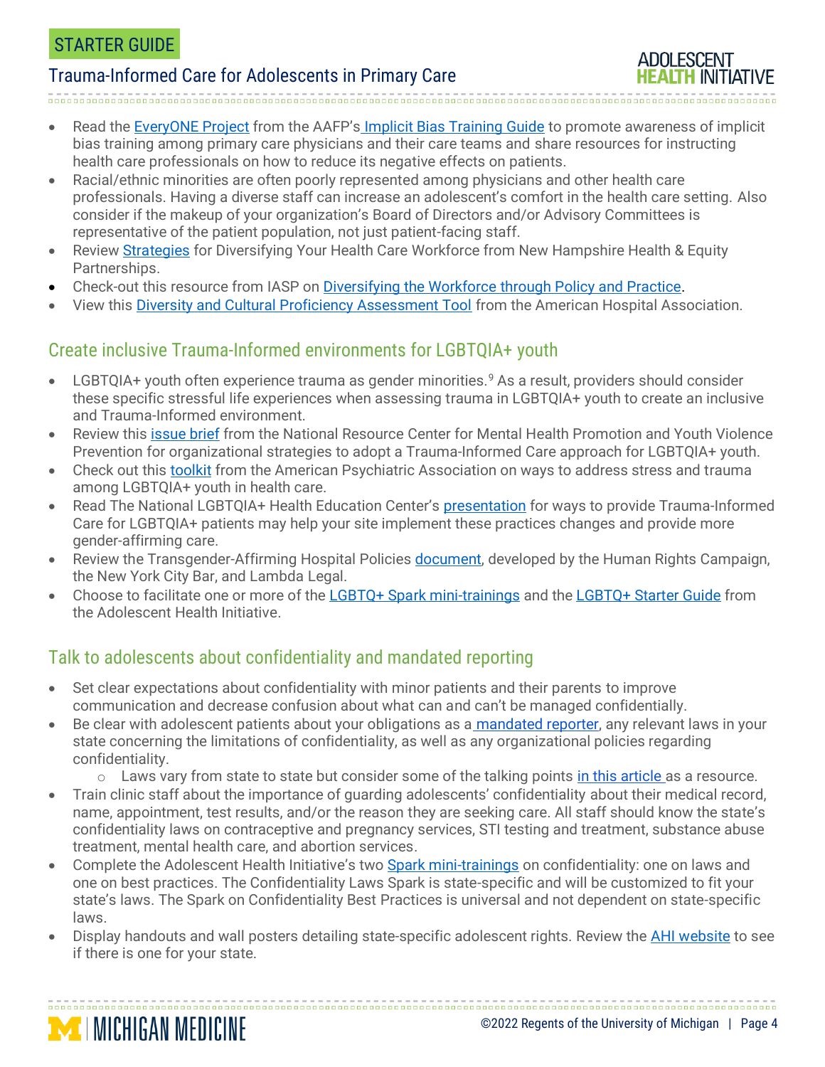- Read the EveryONE Project from the AAFP's Implicit Bias Training Guide to promote awareness of implicit bias training among primary care physicians and their care teams and share resources for instructing health care professionals on how to reduce its negative effects on patients.
- Racial/ethnic minorities are often poorly represented among physicians and other health care professionals. Having a diverse staff can increase an adolescent's comfort in the health care setting. Also consider if the makeup of your organization's Board of Directors and/or Advisory Committees is representative of the patient population, not just patient-facing staff.
- Review Strategies for Diversifying Your Health Care Workforce from New Hampshire Health & Equity Partnerships.
- Check-out this resource from IASP on Diversifying the Workforce through Policy and Practice.
- View this Diversity and Cultural Proficiency Assessment Tool from the American Hospital Association.

## Create inclusive Trauma-Informed environments for LGBTQIA+ youth

- LGBTQIA+ youth often experience trauma as gender minorities.[9] As a result, providers should consider these specific stressful life experiences when assessing trauma in LGBTQIA+ youth to create an inclusive and Trauma-Informed environment.
- Review this issue brief from the National Resource Center for Mental Health Promotion and Youth Violence Prevention for organizational strategies to adopt a Trauma-Informed Care approach for LGBTQIA+ youth.
- Check out this toolkit from the American Psychiatric Association on ways to address stress and trauma among LGBTQIA+ youth in health care.
- Read The National LGBTQIA+ Health Education Center's presentation for ways to provide Trauma-Informed Care for LGBTQIA+ patients may help your site implement these practices changes and provide more gender-affirming care.
- Review the Transgender-Affirming Hospital Policies document, developed by the Human Rights Campaign, the New York City Bar, and Lambda Legal.
- Choose to facilitate one or more of the LGBTQ+ Spark mini-trainings and the LGBTQ+ Starter Guide from the Adolescent Health Initiative.

## Talk to adolescents about confidentiality and mandated reporting

- Set clear expectations about confidentiality with minor patients and their parents to improve communication and decrease confusion about what can and can't be managed confidentially.
- Be clear with adolescent patients about your obligations as a mandated reporter, any relevant laws in your state concerning the limitations of confidentiality, as well as any organizational policies regarding confidentiality.
  - Laws vary from state to state but consider some of the talking points in this article as a resource.
- Train clinic staff about the importance of guarding adolescents' confidentiality about their medical record, name, appointment, test results, and/or the reason they are seeking care. All staff should know the state's confidentiality laws on contraceptive and pregnancy services, STI testing and treatment, substance abuse treatment, mental health care, and abortion services.
- Complete the Adolescent Health Initiative's two Spark mini-trainings on confidentiality: one on laws and one on best practices. The Confidentiality Laws Spark is state-specific and will be customized to fit your state's laws. The Spark on Confidentiality Best Practices is universal and not dependent on state-specific laws.
- Display handouts and wall posters detailing state-specific adolescent rights. Review the AHI website to see if there is one for your state.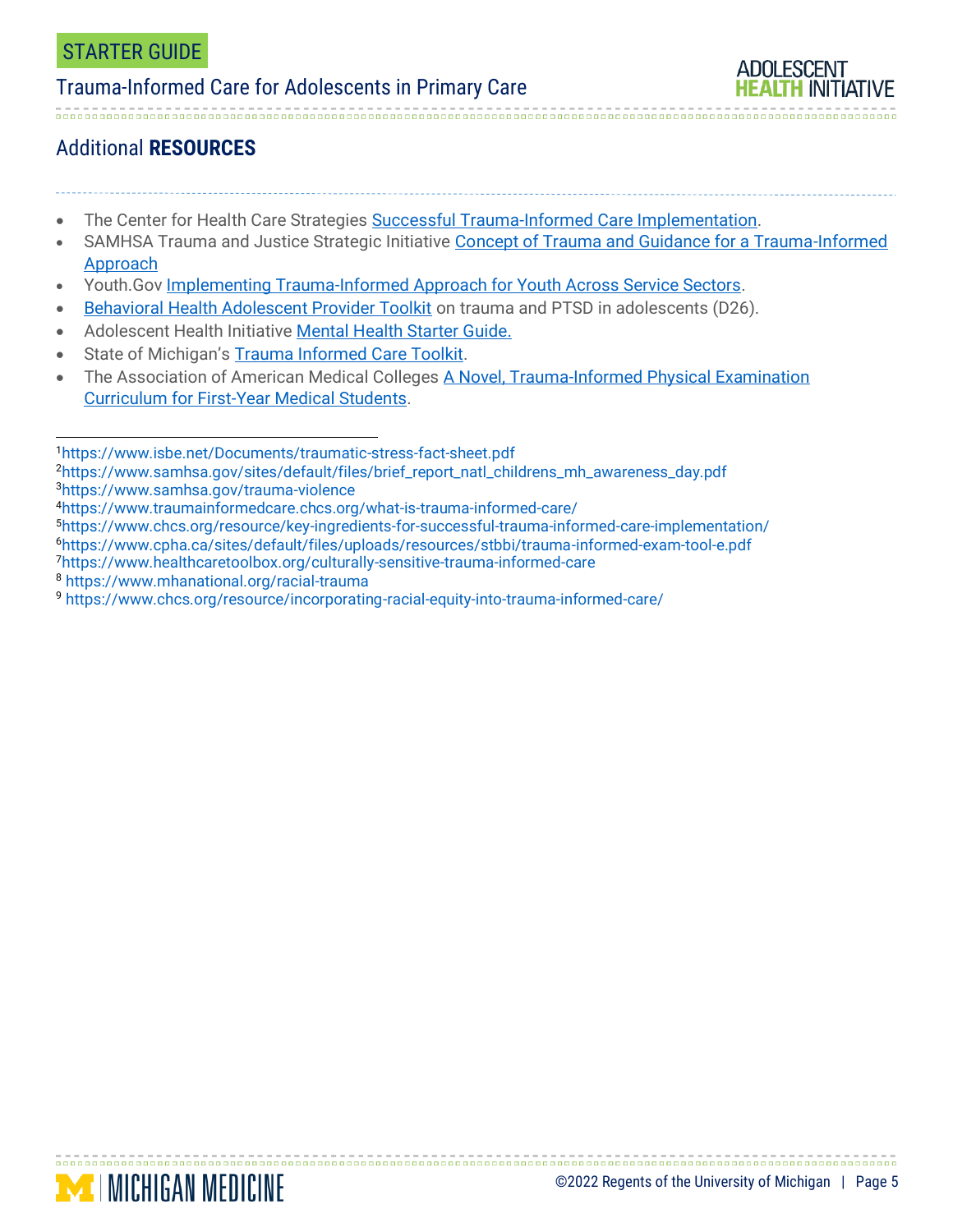## Additional **RESOURCES**

- The Center for Health Care Strategies Successful Trauma-Informed Care Implementation.
- SAMHSA Trauma and Justice Strategic Initiative Concept of Trauma and Guidance for a Trauma-Informed Approach
- Youth.Gov Implementing Trauma-Informed Approach for Youth Across Service Sectors.
- Behavioral Health Adolescent Provider Toolkit on trauma and PTSD in adolescents (D26).
- Adolescent Health Initiative Mental Health Starter Guide.
- State of Michigan's Trauma Informed Care Toolkit.
- The Association of American Medical Colleges A Novel, Trauma-Informed Physical Examination Curriculum for First-Year Medical Students.

---

[1] https://www.isbe.net/Documents/traumatic-stress-fact-sheet.pdf
[2] https://www.samhsa.gov/sites/default/files/brief_report_natl_childrens_mh_awareness_day.pdf
[3] https://www.samhsa.gov/trauma-violence
[4] https://www.traumainformedcare.chcs.org/what-is-trauma-informed-care/
[5] https://www.chcs.org/resource/key-ingredients-for-successful-trauma-informed-care-implementation/
[6] https://www.cpha.ca/sites/default/files/uploads/resources/stbbi/trauma-informed-exam-tool-e.pdf
[7] https://www.healthcaretoolbox.org/culturally-sensitive-trauma-informed-care
[8] https://www.mhanational.org/racial-trauma
[9] https://www.chcs.org/resource/incorporating-racial-equity-into-trauma-informed-care/